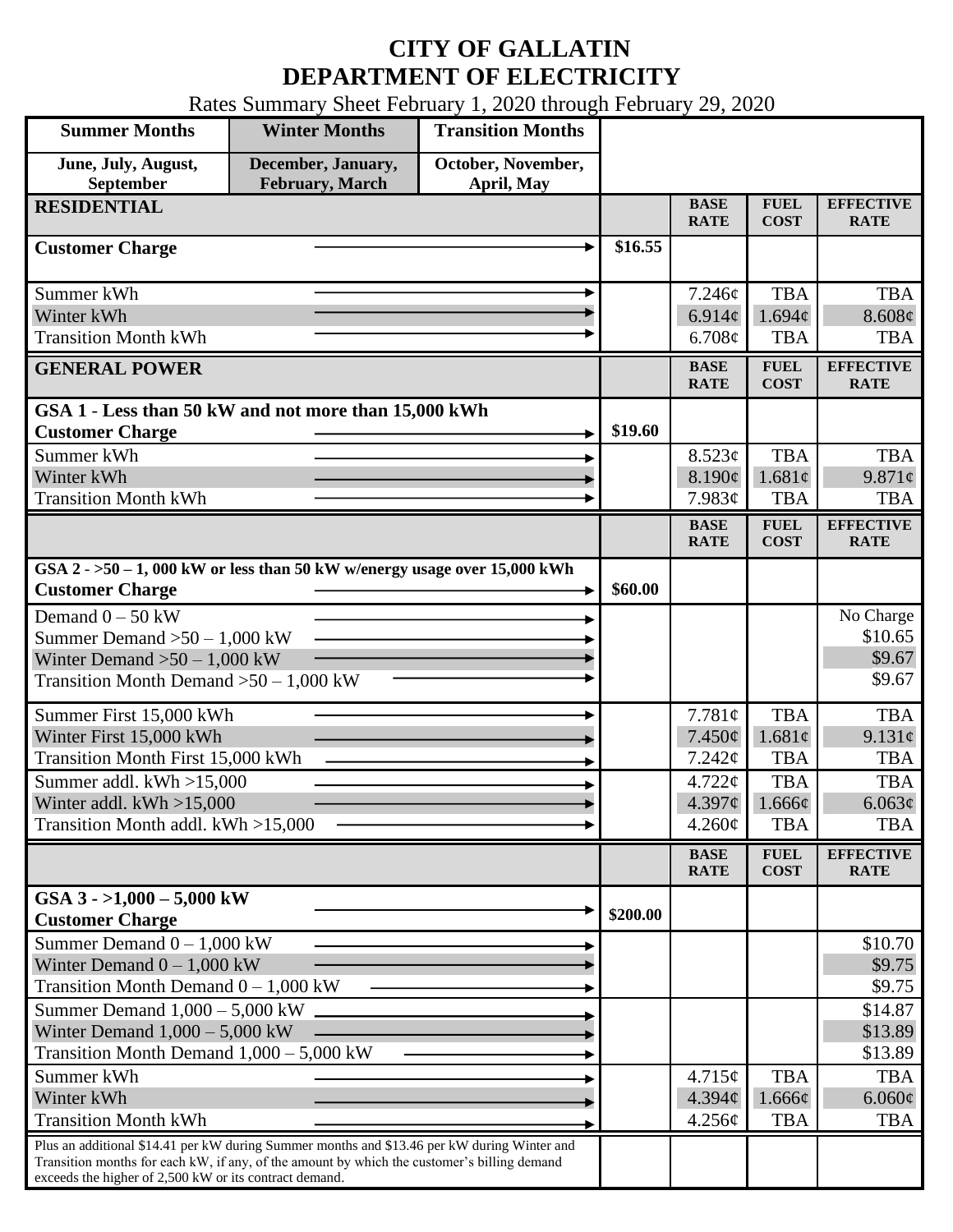# CITY OF GALLATIN
# DEPARTMENT OF ELECTRICITY

Rates Summary Sheet February 1, 2020 through February 29, 2020

| Summer Months | Winter Months | Transition Months |
|---|---|---|
| June, July, August, September | December, January, February, March | October, November, April, May |

| RESIDENTIAL | | BASE RATE | FUEL COST | EFFECTIVE RATE |
|---|---|---|---|---|
| **Customer Charge** | $16.55 | | | |
| Summer kWh | | 7.246¢ | TBA | TBA |
| Winter kWh | | 6.914¢ | 1.694¢ | 8.608¢ |
| Transition Month kWh | | 6.708¢ | TBA | TBA |

| GENERAL POWER | | BASE RATE | FUEL COST | EFFECTIVE RATE |
|---|---|---|---|---|
| **GSA 1 - Less than 50 kW and not more than 15,000 kWh** | | | | |
| **Customer Charge** | $19.60 | | | |
| Summer kWh | | 8.523¢ | TBA | TBA |
| Winter kWh | | 8.190¢ | 1.681¢ | 9.871¢ |
| Transition Month kWh | | 7.983¢ | TBA | TBA |

| | | BASE RATE | FUEL COST | EFFECTIVE RATE |
|---|---|---|---|---|
| **GSA 2 - >50 – 1, 000 kW or less than 50 kW w/energy usage over 15,000 kWh** | | | | |
| **Customer Charge** | $60.00 | | | |
| Demand 0 – 50 kW | | | | No Charge |
| Summer Demand >50 – 1,000 kW | | | | $10.65 |
| Winter Demand >50 – 1,000 kW | | | | $9.67 |
| Transition Month Demand >50 – 1,000 kW | | | | $9.67 |
| Summer First 15,000 kWh | | 7.781¢ | TBA | TBA |
| Winter First 15,000 kWh | | 7.450¢ | 1.681¢ | 9.131¢ |
| Transition Month First 15,000 kWh | | 7.242¢ | TBA | TBA |
| Summer addl. kWh >15,000 | | 4.722¢ | TBA | TBA |
| Winter addl. kWh >15,000 | | 4.397¢ | 1.666¢ | 6.063¢ |
| Transition Month addl. kWh >15,000 | | 4.260¢ | TBA | TBA |

| | | BASE RATE | FUEL COST | EFFECTIVE RATE |
|---|---|---|---|---|
| **GSA 3 - >1,000 – 5,000 kW** | | | | |
| **Customer Charge** | $200.00 | | | |
| Summer Demand 0 – 1,000 kW | | | | $10.70 |
| Winter Demand 0 – 1,000 kW | | | | $9.75 |
| Transition Month Demand 0 – 1,000 kW | | | | $9.75 |
| Summer Demand 1,000 – 5,000 kW | | | | $14.87 |
| Winter Demand 1,000 – 5,000 kW | | | | $13.89 |
| Transition Month Demand 1,000 – 5,000 kW | | | | $13.89 |
| Summer kWh | | 4.715¢ | TBA | TBA |
| Winter kWh | | 4.394¢ | 1.666¢ | 6.060¢ |
| Transition Month kWh | | 4.256¢ | TBA | TBA |
| Plus an additional $14.41 per kW during Summer months and $13.46 per kW during Winter and Transition months for each kW, if any, of the amount by which the customer's billing demand exceeds the higher of 2,500 kW or its contract demand. | | | | |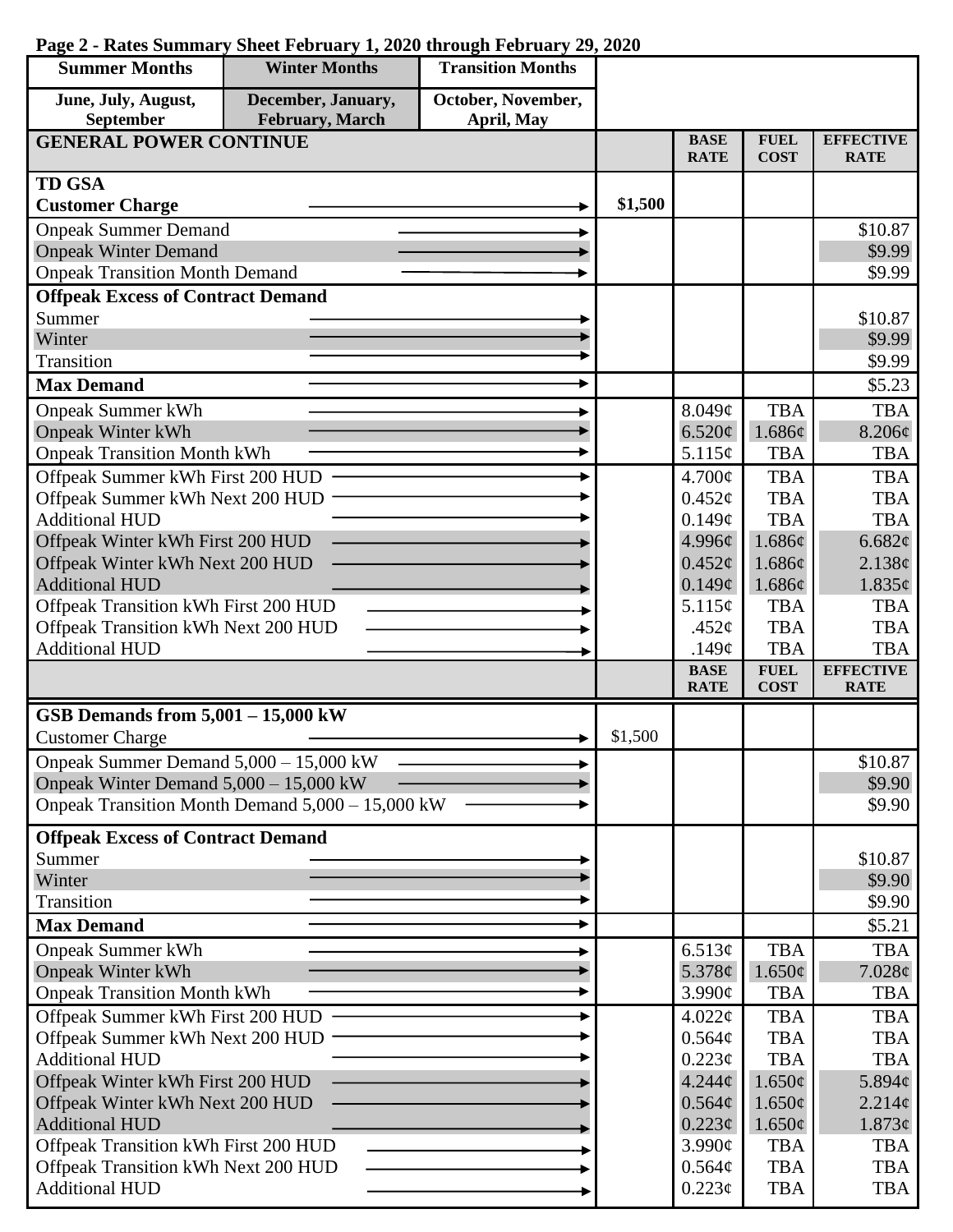**Page 2 - Rates Summary Sheet February 1, 2020 through February 29, 2020**

| Summer Months | Winter Months | Transition Months |
|---|---|---|
| June, July, August, September | December, January, February, March | October, November, April, May |

| GENERAL POWER CONTINUE | | BASE RATE | FUEL COST | EFFECTIVE RATE |
|---|---|---|---|---|
| **TD GSA** | | | | |
| **Customer Charge** | $1,500 | | | |
| Onpeak Summer Demand | | | | $10.87 |
| Onpeak Winter Demand | | | | $9.99 |
| Onpeak Transition Month Demand | | | | $9.99 |
| **Offpeak Excess of Contract Demand** | | | | |
| Summer | | | | $10.87 |
| Winter | | | | $9.99 |
| Transition | | | | $9.99 |
| **Max Demand** | | | | $5.23 |
| Onpeak Summer kWh | | 8.049¢ | TBA | TBA |
| Onpeak Winter kWh | | 6.520¢ | 1.686¢ | 8.206¢ |
| Onpeak Transition Month kWh | | 5.115¢ | TBA | TBA |
| Offpeak Summer kWh First 200 HUD | | 4.700¢ | TBA | TBA |
| Offpeak Summer kWh Next 200 HUD | | 0.452¢ | TBA | TBA |
| Additional HUD | | 0.149¢ | TBA | TBA |
| Offpeak Winter kWh First 200 HUD | | 4.996¢ | 1.686¢ | 6.682¢ |
| Offpeak Winter kWh Next 200 HUD | | 0.452¢ | 1.686¢ | 2.138¢ |
| Additional HUD | | 0.149¢ | 1.686¢ | 1.835¢ |
| Offpeak Transition kWh First 200 HUD | | 5.115¢ | TBA | TBA |
| Offpeak Transition kWh Next 200 HUD | | .452¢ | TBA | TBA |
| Additional HUD | | .149¢ | TBA | TBA |

| | | BASE RATE | FUEL COST | EFFECTIVE RATE |
|---|---|---|---|---|
| **GSB Demands from 5,001 – 15,000 kW** | | | | |
| Customer Charge | $1,500 | | | |
| Onpeak Summer Demand 5,000 – 15,000 kW | | | | $10.87 |
| Onpeak Winter Demand 5,000 – 15,000 kW | | | | $9.90 |
| Onpeak Transition Month Demand 5,000 – 15,000 kW | | | | $9.90 |
| **Offpeak Excess of Contract Demand** | | | | |
| Summer | | | | $10.87 |
| Winter | | | | $9.90 |
| Transition | | | | $9.90 |
| **Max Demand** | | | | $5.21 |
| Onpeak Summer kWh | | 6.513¢ | TBA | TBA |
| Onpeak Winter kWh | | 5.378¢ | 1.650¢ | 7.028¢ |
| Onpeak Transition Month kWh | | 3.990¢ | TBA | TBA |
| Offpeak Summer kWh First 200 HUD | | 4.022¢ | TBA | TBA |
| Offpeak Summer kWh Next 200 HUD | | 0.564¢ | TBA | TBA |
| Additional HUD | | 0.223¢ | TBA | TBA |
| Offpeak Winter kWh First 200 HUD | | 4.244¢ | 1.650¢ | 5.894¢ |
| Offpeak Winter kWh Next 200 HUD | | 0.564¢ | 1.650¢ | 2.214¢ |
| Additional HUD | | 0.223¢ | 1.650¢ | 1.873¢ |
| Offpeak Transition kWh First 200 HUD | | 3.990¢ | TBA | TBA |
| Offpeak Transition kWh Next 200 HUD | | 0.564¢ | TBA | TBA |
| Additional HUD | | 0.223¢ | TBA | TBA |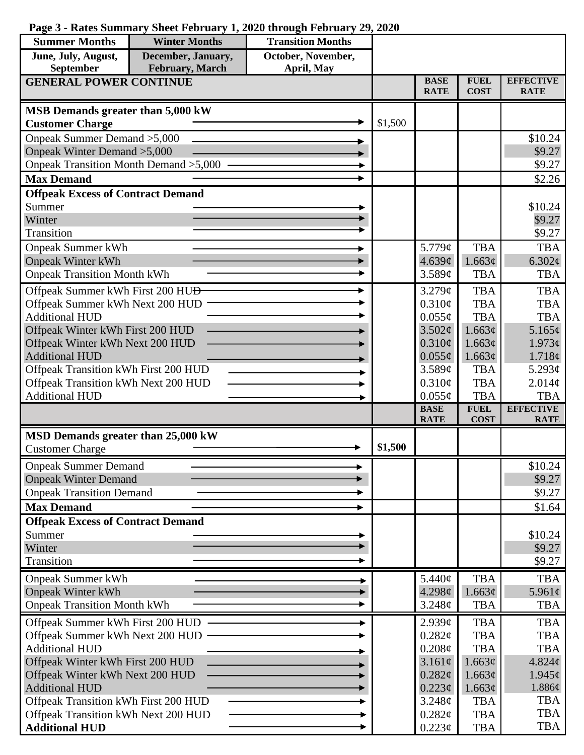**Page 3 - Rates Summary Sheet February 1, 2020 through February 29, 2020**

| Summer Months | Winter Months | Transition Months |
|---|---|---|
| June, July, August, September | December, January, February, March | October, November, April, May |

| GENERAL POWER CONTINUE | | BASE RATE | FUEL COST | EFFECTIVE RATE |
|---|---|---|---|---|
| **MSB Demands greater than 5,000 kW** | | | | |
| **Customer Charge** | $1,500 | | | |
| Onpeak Summer Demand >5,000 | | | | $10.24 |
| Onpeak Winter Demand >5,000 | | | | $9.27 |
| Onpeak Transition Month Demand >5,000 | | | | $9.27 |
| **Max Demand** | | | | $2.26 |
| **Offpeak Excess of Contract Demand** | | | | |
| Summer | | | | $10.24 |
| Winter | | | | $9.27 |
| Transition | | | | $9.27 |
| Onpeak Summer kWh | | 5.779¢ | TBA | TBA |
| Onpeak Winter kWh | | 4.639¢ | 1.663¢ | 6.302¢ |
| Onpeak Transition Month kWh | | 3.589¢ | TBA | TBA |
| Offpeak Summer kWh First 200 HUD | | 3.279¢ | TBA | TBA |
| Offpeak Summer kWh Next 200 HUD | | 0.310¢ | TBA | TBA |
| Additional HUD | | 0.055¢ | TBA | TBA |
| Offpeak Winter kWh First 200 HUD | | 3.502¢ | 1.663¢ | 5.165¢ |
| Offpeak Winter kWh Next 200 HUD | | 0.310¢ | 1.663¢ | 1.973¢ |
| Additional HUD | | 0.055¢ | 1.663¢ | 1.718¢ |
| Offpeak Transition kWh First 200 HUD | | 3.589¢ | TBA | 5.293¢ |
| Offpeak Transition kWh Next 200 HUD | | 0.310¢ | TBA | 2.014¢ |
| Additional HUD | | 0.055¢ | TBA | TBA |

| | | BASE RATE | FUEL COST | EFFECTIVE RATE |
|---|---|---|---|---|
| **MSD Demands greater than 25,000 kW** | | | | |
| Customer Charge | **$1,500** | | | |
| Onpeak Summer Demand | | | | $10.24 |
| Onpeak Winter Demand | | | | $9.27 |
| Onpeak Transition Demand | | | | $9.27 |
| **Max Demand** | | | | $1.64 |
| **Offpeak Excess of Contract Demand** | | | | |
| Summer | | | | $10.24 |
| Winter | | | | $9.27 |
| Transition | | | | $9.27 |
| Onpeak Summer kWh | | 5.440¢ | TBA | TBA |
| Onpeak Winter kWh | | 4.298¢ | 1.663¢ | 5.961¢ |
| Onpeak Transition Month kWh | | 3.248¢ | TBA | TBA |
| Offpeak Summer kWh First 200 HUD | | 2.939¢ | TBA | TBA |
| Offpeak Summer kWh Next 200 HUD | | 0.282¢ | TBA | TBA |
| Additional HUD | | 0.208¢ | TBA | TBA |
| Offpeak Winter kWh First 200 HUD | | 3.161¢ | 1.663¢ | 4.824¢ |
| Offpeak Winter kWh Next 200 HUD | | 0.282¢ | 1.663¢ | 1.945¢ |
| Additional HUD | | 0.223¢ | 1.663¢ | 1.886¢ |
| Offpeak Transition kWh First 200 HUD | | 3.248¢ | TBA | TBA |
| Offpeak Transition kWh Next 200 HUD | | 0.282¢ | TBA | TBA |
| **Additional HUD** | | 0.223¢ | TBA | TBA |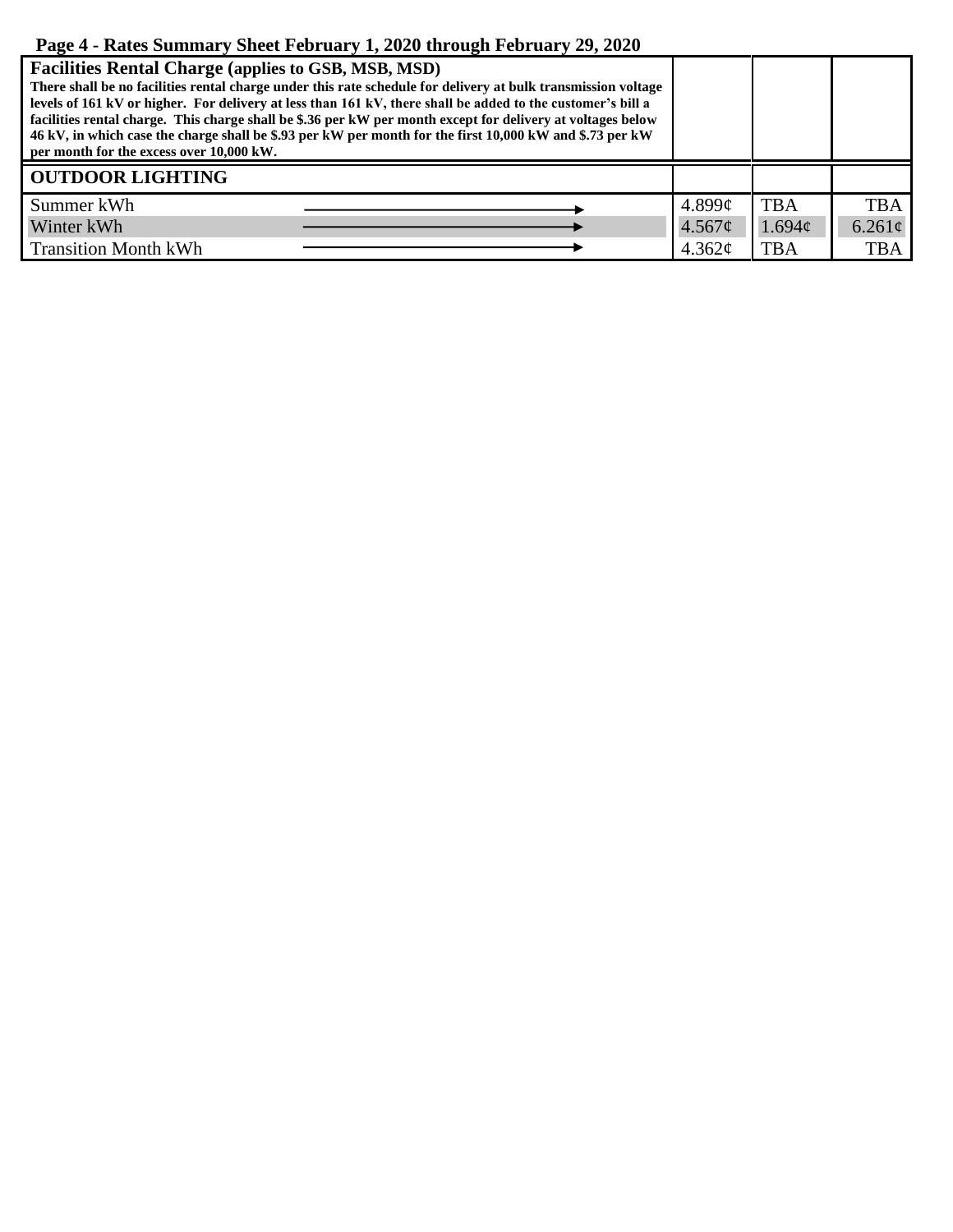## Page 4 - Rates Summary Sheet February 1, 2020 through February 29, 2020

| | | | |
|---|---|---|---|
| **Facilities Rental Charge (applies to GSB, MSB, MSD)**<br>**There shall be no facilities rental charge under this rate schedule for delivery at bulk transmission voltage levels of 161 kV or higher. For delivery at less than 161 kV, there shall be added to the customer's bill a facilities rental charge. This charge shall be $.36 per kW per month except for delivery at voltages below 46 kV, in which case the charge shall be $.93 per kW per month for the first 10,000 kW and $.73 per kW per month for the excess over 10,000 kW.** | | | |
| **OUTDOOR LIGHTING** | | | |
| Summer kWh → | 4.899¢ | TBA | TBA |
| Winter kWh → | 4.567¢ | 1.694¢ | 6.261¢ |
| Transition Month kWh → | 4.362¢ | TBA | TBA |